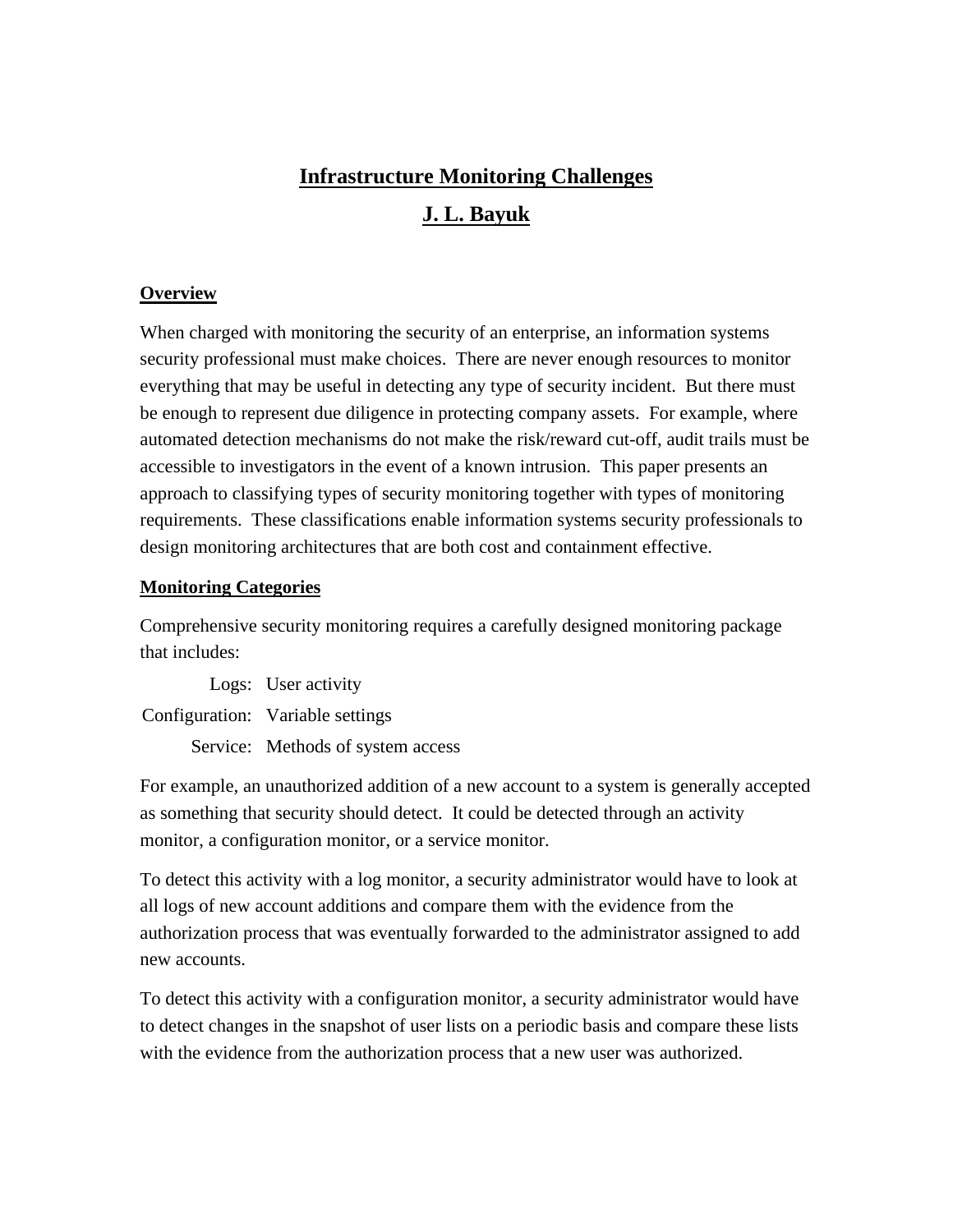# Infrastructure Monitoring Challenges

## J. L. Bayuk

### Overview

When charged with monitoring the security of an enterprise, an information systems security professional must make choices. There are never enough resources to monitor everything that may be useful in detecting any type of security incident. But there must be enough to represent due diligence in protecting company assets. For example, where automated detection mechanisms do not make the risk/reward cut-off, audit trails must be accessible to investigators in the event of a known intrusion. This paper presents an approach to classifying types of security monitoring together with types of monitoring requirements. These classifications enable information systems security professionals to design monitoring architectures that are both cost and containment effective.

### Monitoring Categories

Comprehensive security monitoring requires a carefully designed monitoring package that includes:

| | |
|---|---|
| Logs: | User activity |
| Configuration: | Variable settings |
| Service: | Methods of system access |

For example, an unauthorized addition of a new account to a system is generally accepted as something that security should detect. It could be detected through an activity monitor, a configuration monitor, or a service monitor.

To detect this activity with a log monitor, a security administrator would have to look at all logs of new account additions and compare them with the evidence from the authorization process that was eventually forwarded to the administrator assigned to add new accounts.

To detect this activity with a configuration monitor, a security administrator would have to detect changes in the snapshot of user lists on a periodic basis and compare these lists with the evidence from the authorization process that a new user was authorized.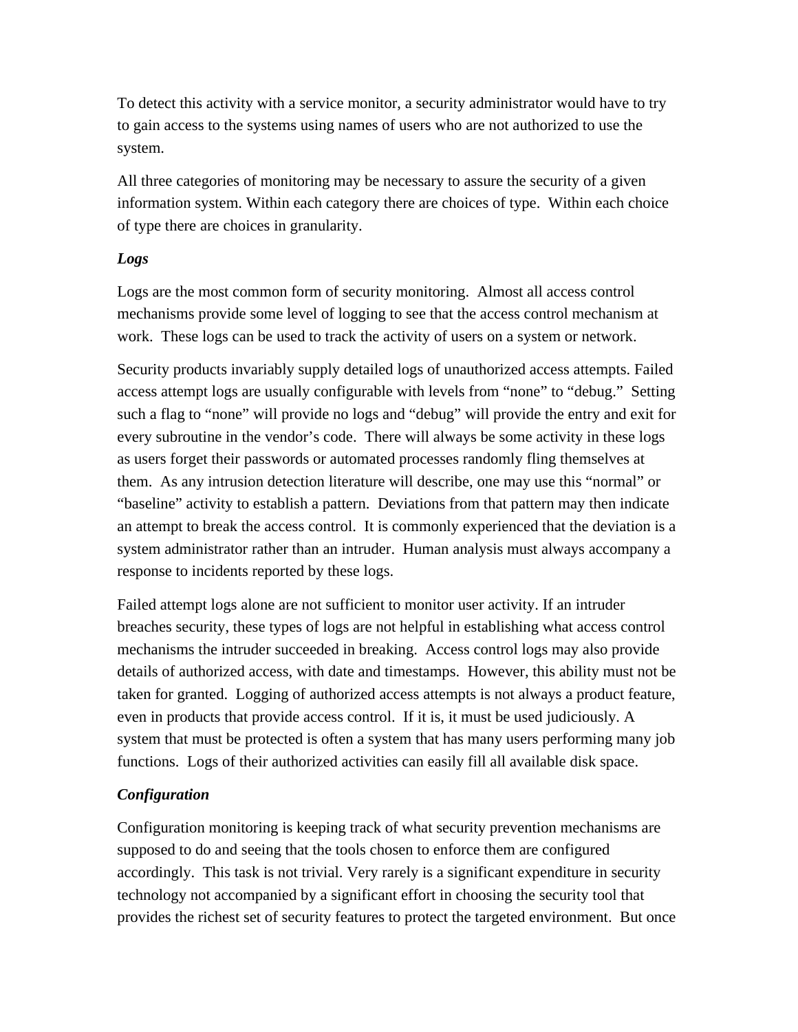To detect this activity with a service monitor, a security administrator would have to try to gain access to the systems using names of users who are not authorized to use the system.

All three categories of monitoring may be necessary to assure the security of a given information system. Within each category there are choices of type. Within each choice of type there are choices in granularity.

***Logs***

Logs are the most common form of security monitoring. Almost all access control mechanisms provide some level of logging to see that the access control mechanism at work. These logs can be used to track the activity of users on a system or network.

Security products invariably supply detailed logs of unauthorized access attempts. Failed access attempt logs are usually configurable with levels from "none" to "debug." Setting such a flag to "none" will provide no logs and "debug" will provide the entry and exit for every subroutine in the vendor's code. There will always be some activity in these logs as users forget their passwords or automated processes randomly fling themselves at them. As any intrusion detection literature will describe, one may use this "normal" or "baseline" activity to establish a pattern. Deviations from that pattern may then indicate an attempt to break the access control. It is commonly experienced that the deviation is a system administrator rather than an intruder. Human analysis must always accompany a response to incidents reported by these logs.

Failed attempt logs alone are not sufficient to monitor user activity. If an intruder breaches security, these types of logs are not helpful in establishing what access control mechanisms the intruder succeeded in breaking. Access control logs may also provide details of authorized access, with date and timestamps. However, this ability must not be taken for granted. Logging of authorized access attempts is not always a product feature, even in products that provide access control. If it is, it must be used judiciously. A system that must be protected is often a system that has many users performing many job functions. Logs of their authorized activities can easily fill all available disk space.

***Configuration***

Configuration monitoring is keeping track of what security prevention mechanisms are supposed to do and seeing that the tools chosen to enforce them are configured accordingly. This task is not trivial. Very rarely is a significant expenditure in security technology not accompanied by a significant effort in choosing the security tool that provides the richest set of security features to protect the targeted environment. But once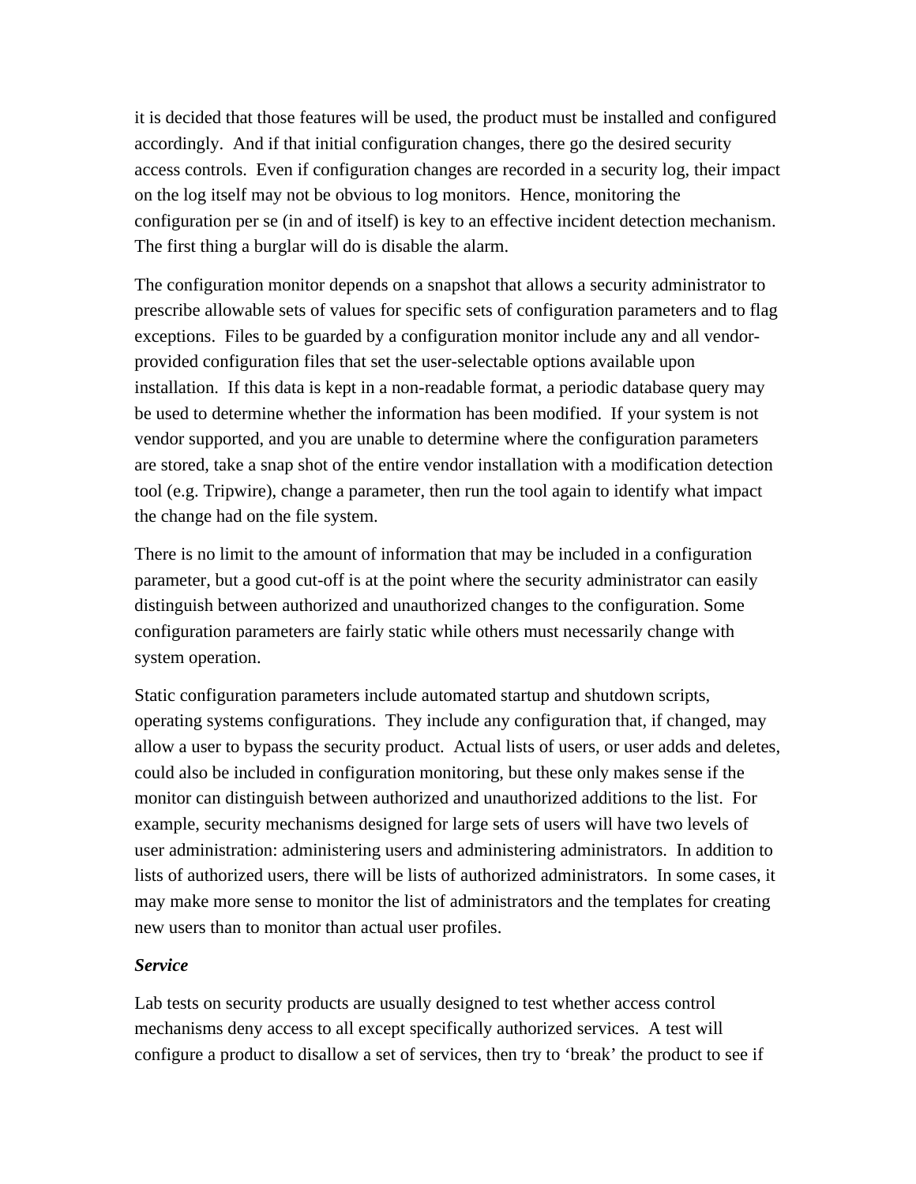it is decided that those features will be used, the product must be installed and configured accordingly. And if that initial configuration changes, there go the desired security access controls. Even if configuration changes are recorded in a security log, their impact on the log itself may not be obvious to log monitors. Hence, monitoring the configuration per se (in and of itself) is key to an effective incident detection mechanism. The first thing a burglar will do is disable the alarm.

The configuration monitor depends on a snapshot that allows a security administrator to prescribe allowable sets of values for specific sets of configuration parameters and to flag exceptions. Files to be guarded by a configuration monitor include any and all vendor-provided configuration files that set the user-selectable options available upon installation. If this data is kept in a non-readable format, a periodic database query may be used to determine whether the information has been modified. If your system is not vendor supported, and you are unable to determine where the configuration parameters are stored, take a snap shot of the entire vendor installation with a modification detection tool (e.g. Tripwire), change a parameter, then run the tool again to identify what impact the change had on the file system.

There is no limit to the amount of information that may be included in a configuration parameter, but a good cut-off is at the point where the security administrator can easily distinguish between authorized and unauthorized changes to the configuration. Some configuration parameters are fairly static while others must necessarily change with system operation.

Static configuration parameters include automated startup and shutdown scripts, operating systems configurations. They include any configuration that, if changed, may allow a user to bypass the security product. Actual lists of users, or user adds and deletes, could also be included in configuration monitoring, but these only makes sense if the monitor can distinguish between authorized and unauthorized additions to the list. For example, security mechanisms designed for large sets of users will have two levels of user administration: administering users and administering administrators. In addition to lists of authorized users, there will be lists of authorized administrators. In some cases, it may make more sense to monitor the list of administrators and the templates for creating new users than to monitor than actual user profiles.

***Service***

Lab tests on security products are usually designed to test whether access control mechanisms deny access to all except specifically authorized services. A test will configure a product to disallow a set of services, then try to 'break' the product to see if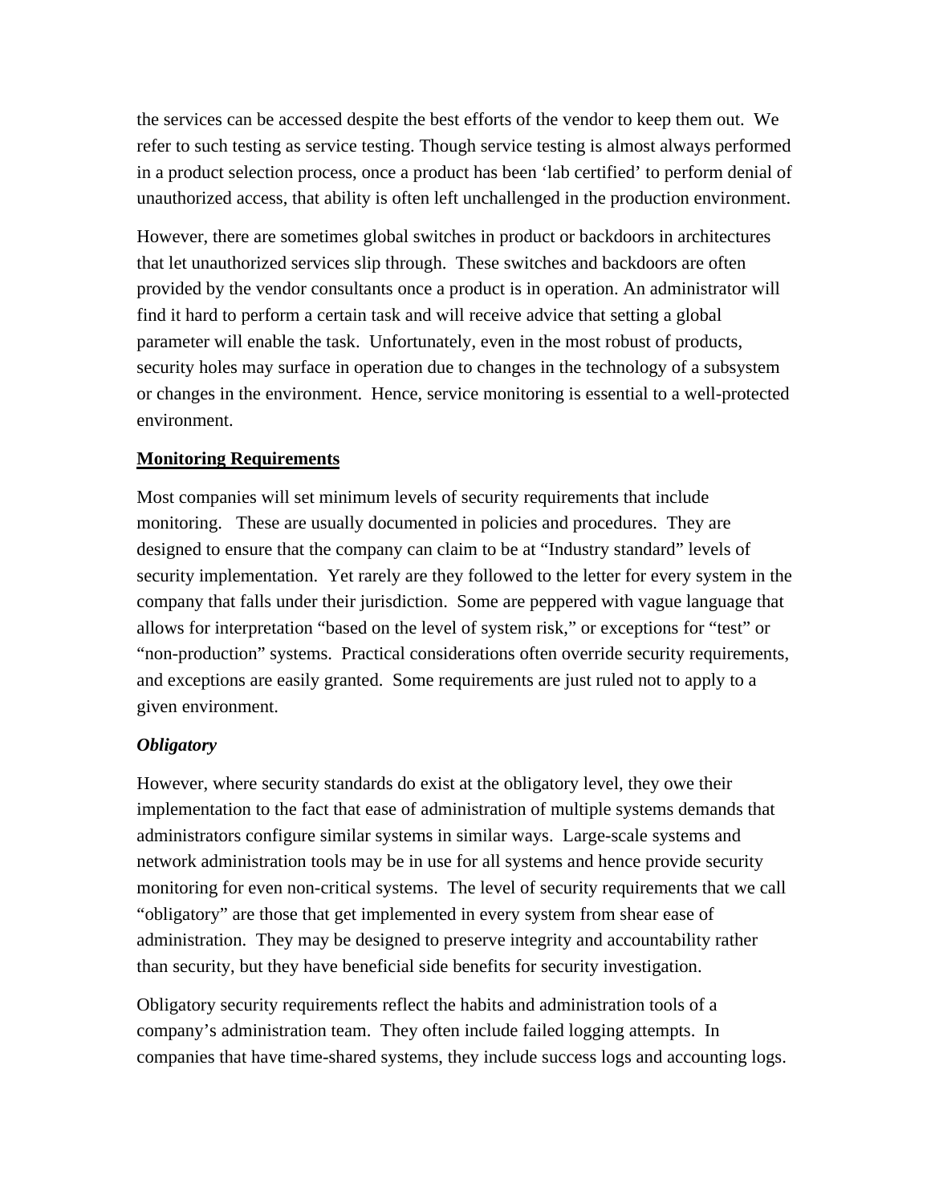the services can be accessed despite the best efforts of the vendor to keep them out. We refer to such testing as service testing. Though service testing is almost always performed in a product selection process, once a product has been 'lab certified' to perform denial of unauthorized access, that ability is often left unchallenged in the production environment.

However, there are sometimes global switches in product or backdoors in architectures that let unauthorized services slip through. These switches and backdoors are often provided by the vendor consultants once a product is in operation. An administrator will find it hard to perform a certain task and will receive advice that setting a global parameter will enable the task. Unfortunately, even in the most robust of products, security holes may surface in operation due to changes in the technology of a subsystem or changes in the environment. Hence, service monitoring is essential to a well-protected environment.

## Monitoring Requirements

Most companies will set minimum levels of security requirements that include monitoring. These are usually documented in policies and procedures. They are designed to ensure that the company can claim to be at "Industry standard" levels of security implementation. Yet rarely are they followed to the letter for every system in the company that falls under their jurisdiction. Some are peppered with vague language that allows for interpretation "based on the level of system risk," or exceptions for "test" or "non-production" systems. Practical considerations often override security requirements, and exceptions are easily granted. Some requirements are just ruled not to apply to a given environment.

### *Obligatory*

However, where security standards do exist at the obligatory level, they owe their implementation to the fact that ease of administration of multiple systems demands that administrators configure similar systems in similar ways. Large-scale systems and network administration tools may be in use for all systems and hence provide security monitoring for even non-critical systems. The level of security requirements that we call "obligatory" are those that get implemented in every system from shear ease of administration. They may be designed to preserve integrity and accountability rather than security, but they have beneficial side benefits for security investigation.

Obligatory security requirements reflect the habits and administration tools of a company's administration team. They often include failed logging attempts. In companies that have time-shared systems, they include success logs and accounting logs.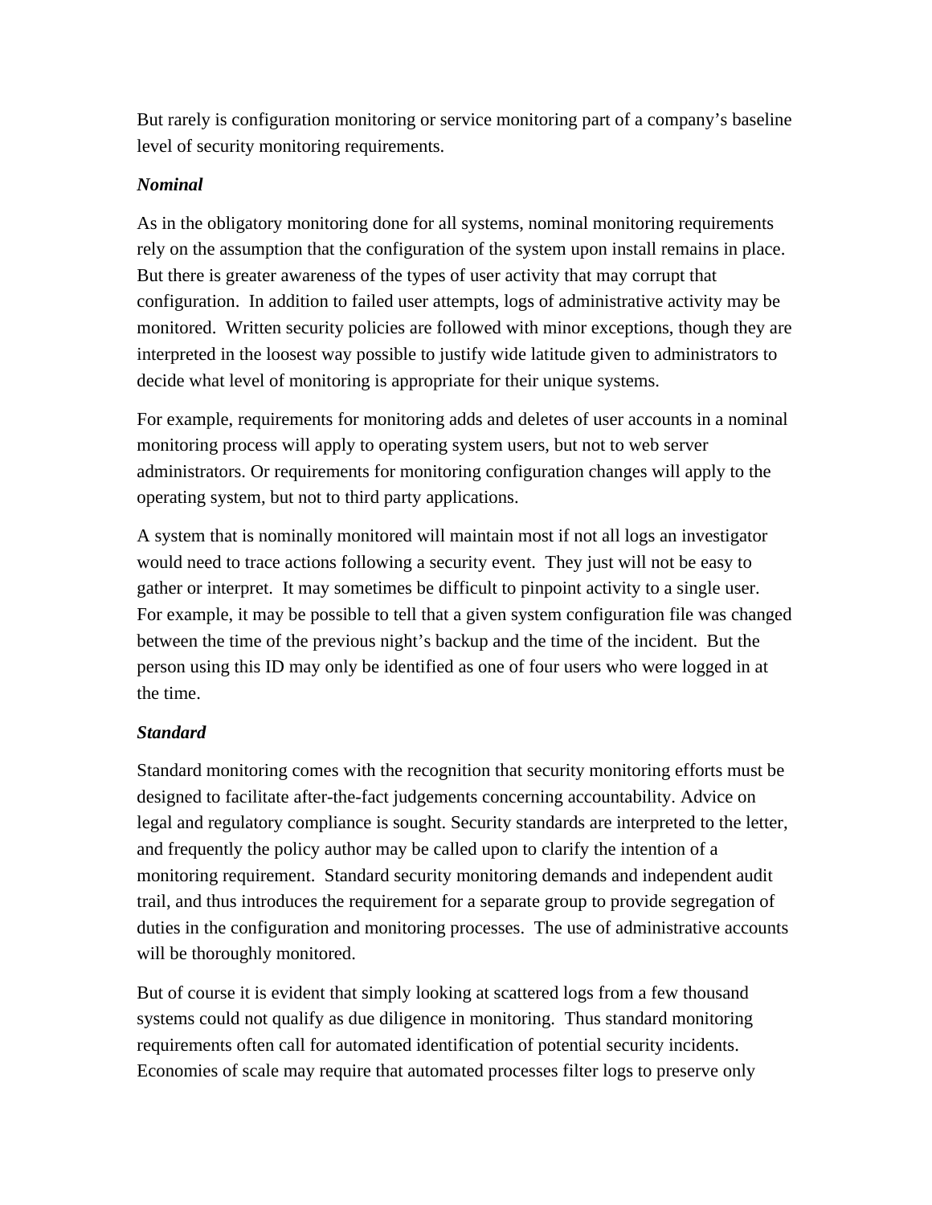But rarely is configuration monitoring or service monitoring part of a company's baseline level of security monitoring requirements.

***Nominal***

As in the obligatory monitoring done for all systems, nominal monitoring requirements rely on the assumption that the configuration of the system upon install remains in place. But there is greater awareness of the types of user activity that may corrupt that configuration. In addition to failed user attempts, logs of administrative activity may be monitored. Written security policies are followed with minor exceptions, though they are interpreted in the loosest way possible to justify wide latitude given to administrators to decide what level of monitoring is appropriate for their unique systems.

For example, requirements for monitoring adds and deletes of user accounts in a nominal monitoring process will apply to operating system users, but not to web server administrators. Or requirements for monitoring configuration changes will apply to the operating system, but not to third party applications.

A system that is nominally monitored will maintain most if not all logs an investigator would need to trace actions following a security event. They just will not be easy to gather or interpret. It may sometimes be difficult to pinpoint activity to a single user. For example, it may be possible to tell that a given system configuration file was changed between the time of the previous night's backup and the time of the incident. But the person using this ID may only be identified as one of four users who were logged in at the time.

***Standard***

Standard monitoring comes with the recognition that security monitoring efforts must be designed to facilitate after-the-fact judgements concerning accountability. Advice on legal and regulatory compliance is sought. Security standards are interpreted to the letter, and frequently the policy author may be called upon to clarify the intention of a monitoring requirement. Standard security monitoring demands and independent audit trail, and thus introduces the requirement for a separate group to provide segregation of duties in the configuration and monitoring processes. The use of administrative accounts will be thoroughly monitored.

But of course it is evident that simply looking at scattered logs from a few thousand systems could not qualify as due diligence in monitoring. Thus standard monitoring requirements often call for automated identification of potential security incidents. Economies of scale may require that automated processes filter logs to preserve only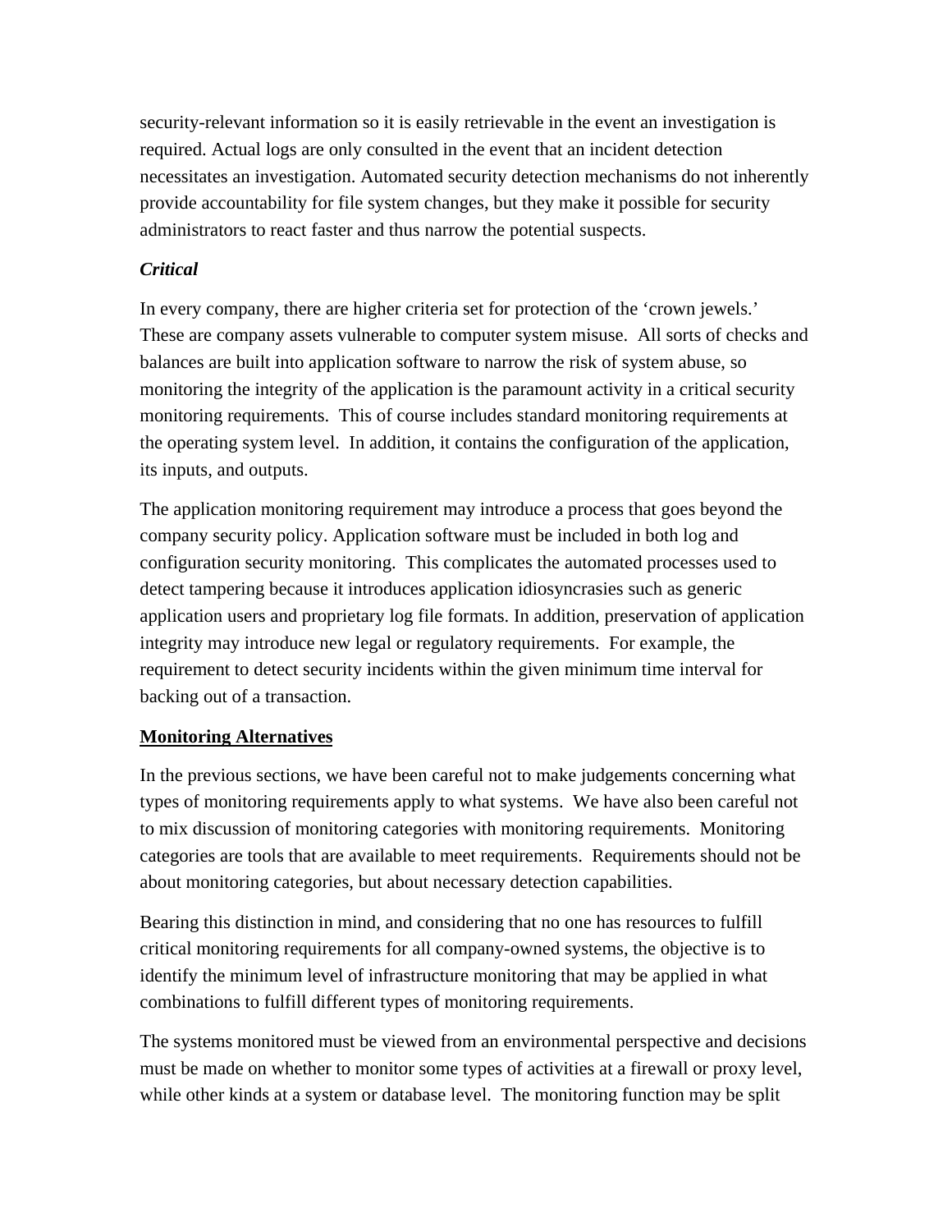security-relevant information so it is easily retrievable in the event an investigation is required. Actual logs are only consulted in the event that an incident detection necessitates an investigation. Automated security detection mechanisms do not inherently provide accountability for file system changes, but they make it possible for security administrators to react faster and thus narrow the potential suspects.

***Critical***

In every company, there are higher criteria set for protection of the 'crown jewels.' These are company assets vulnerable to computer system misuse. All sorts of checks and balances are built into application software to narrow the risk of system abuse, so monitoring the integrity of the application is the paramount activity in a critical security monitoring requirements. This of course includes standard monitoring requirements at the operating system level. In addition, it contains the configuration of the application, its inputs, and outputs.

The application monitoring requirement may introduce a process that goes beyond the company security policy. Application software must be included in both log and configuration security monitoring. This complicates the automated processes used to detect tampering because it introduces application idiosyncrasies such as generic application users and proprietary log file formats. In addition, preservation of application integrity may introduce new legal or regulatory requirements. For example, the requirement to detect security incidents within the given minimum time interval for backing out of a transaction.

**Monitoring Alternatives**

In the previous sections, we have been careful not to make judgements concerning what types of monitoring requirements apply to what systems. We have also been careful not to mix discussion of monitoring categories with monitoring requirements. Monitoring categories are tools that are available to meet requirements. Requirements should not be about monitoring categories, but about necessary detection capabilities.

Bearing this distinction in mind, and considering that no one has resources to fulfill critical monitoring requirements for all company-owned systems, the objective is to identify the minimum level of infrastructure monitoring that may be applied in what combinations to fulfill different types of monitoring requirements.

The systems monitored must be viewed from an environmental perspective and decisions must be made on whether to monitor some types of activities at a firewall or proxy level, while other kinds at a system or database level. The monitoring function may be split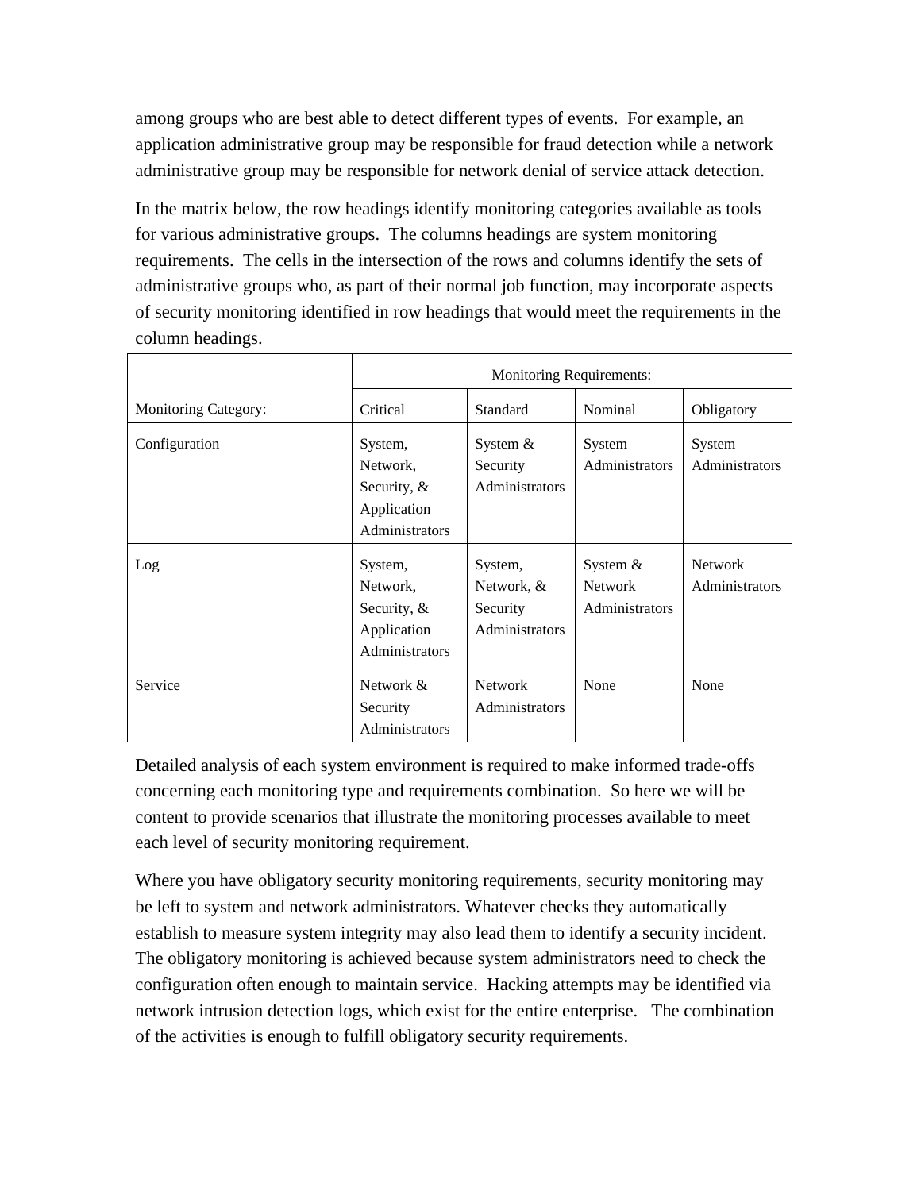among groups who are best able to detect different types of events. For example, an application administrative group may be responsible for fraud detection while a network administrative group may be responsible for network denial of service attack detection.

In the matrix below, the row headings identify monitoring categories available as tools for various administrative groups. The columns headings are system monitoring requirements. The cells in the intersection of the rows and columns identify the sets of administrative groups who, as part of their normal job function, may incorporate aspects of security monitoring identified in row headings that would meet the requirements in the column headings.

| | Monitoring Requirements: | | | |
|---|---|---|---|---|
| Monitoring Category: | Critical | Standard | Nominal | Obligatory |
| Configuration | System, Network, Security, & Application Administrators | System & Security Administrators | System Administrators | System Administrators |
| Log | System, Network, Security, & Application Administrators | System, Network, & Security Administrators | System & Network Administrators | Network Administrators |
| Service | Network & Security Administrators | Network Administrators | None | None |

Detailed analysis of each system environment is required to make informed trade-offs concerning each monitoring type and requirements combination. So here we will be content to provide scenarios that illustrate the monitoring processes available to meet each level of security monitoring requirement.

Where you have obligatory security monitoring requirements, security monitoring may be left to system and network administrators. Whatever checks they automatically establish to measure system integrity may also lead them to identify a security incident. The obligatory monitoring is achieved because system administrators need to check the configuration often enough to maintain service. Hacking attempts may be identified via network intrusion detection logs, which exist for the entire enterprise. The combination of the activities is enough to fulfill obligatory security requirements.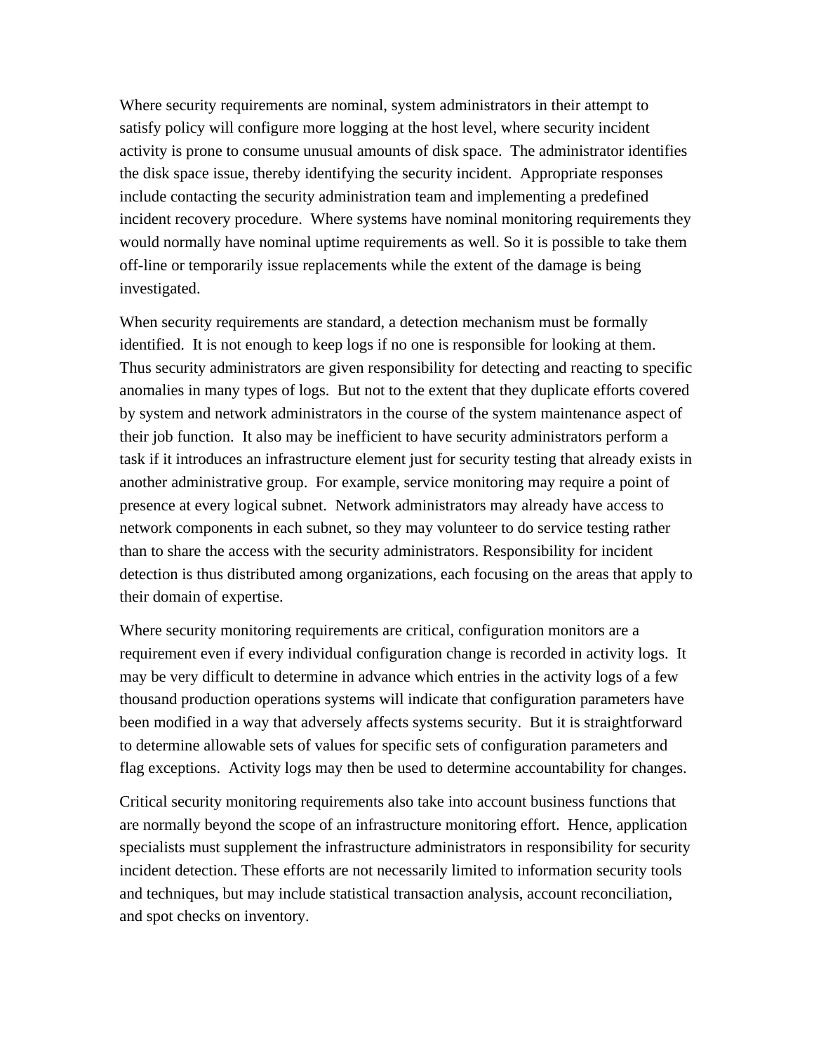Where security requirements are nominal, system administrators in their attempt to satisfy policy will configure more logging at the host level, where security incident activity is prone to consume unusual amounts of disk space. The administrator identifies the disk space issue, thereby identifying the security incident. Appropriate responses include contacting the security administration team and implementing a predefined incident recovery procedure. Where systems have nominal monitoring requirements they would normally have nominal uptime requirements as well. So it is possible to take them off-line or temporarily issue replacements while the extent of the damage is being investigated.

When security requirements are standard, a detection mechanism must be formally identified. It is not enough to keep logs if no one is responsible for looking at them. Thus security administrators are given responsibility for detecting and reacting to specific anomalies in many types of logs. But not to the extent that they duplicate efforts covered by system and network administrators in the course of the system maintenance aspect of their job function. It also may be inefficient to have security administrators perform a task if it introduces an infrastructure element just for security testing that already exists in another administrative group. For example, service monitoring may require a point of presence at every logical subnet. Network administrators may already have access to network components in each subnet, so they may volunteer to do service testing rather than to share the access with the security administrators. Responsibility for incident detection is thus distributed among organizations, each focusing on the areas that apply to their domain of expertise.

Where security monitoring requirements are critical, configuration monitors are a requirement even if every individual configuration change is recorded in activity logs. It may be very difficult to determine in advance which entries in the activity logs of a few thousand production operations systems will indicate that configuration parameters have been modified in a way that adversely affects systems security. But it is straightforward to determine allowable sets of values for specific sets of configuration parameters and flag exceptions. Activity logs may then be used to determine accountability for changes.

Critical security monitoring requirements also take into account business functions that are normally beyond the scope of an infrastructure monitoring effort. Hence, application specialists must supplement the infrastructure administrators in responsibility for security incident detection. These efforts are not necessarily limited to information security tools and techniques, but may include statistical transaction analysis, account reconciliation, and spot checks on inventory.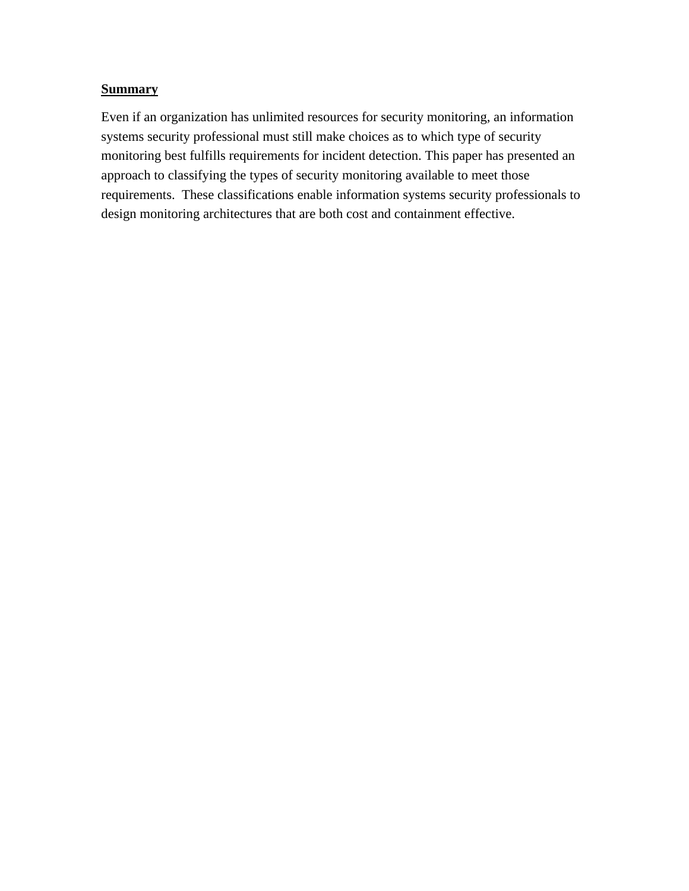## Summary

Even if an organization has unlimited resources for security monitoring, an information systems security professional must still make choices as to which type of security monitoring best fulfills requirements for incident detection. This paper has presented an approach to classifying the types of security monitoring available to meet those requirements. These classifications enable information systems security professionals to design monitoring architectures that are both cost and containment effective.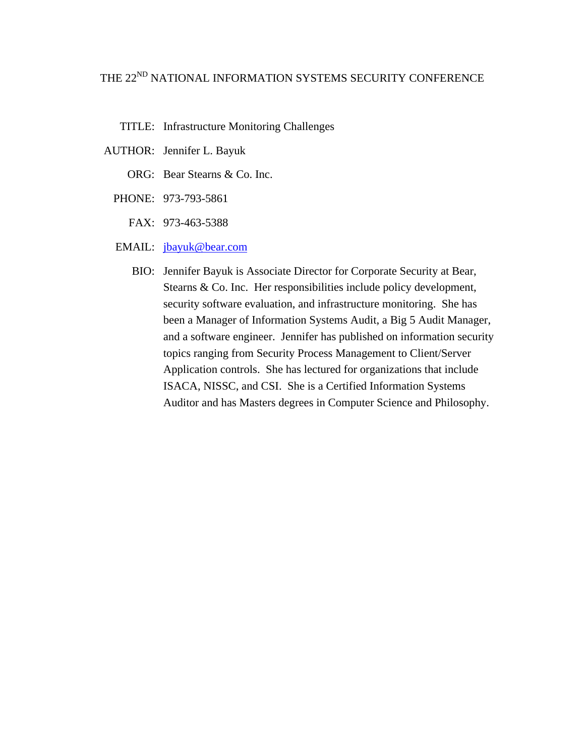THE 22ND NATIONAL INFORMATION SYSTEMS SECURITY CONFERENCE

TITLE: Infrastructure Monitoring Challenges

AUTHOR: Jennifer L. Bayuk

ORG: Bear Stearns & Co. Inc.

PHONE: 973-793-5861

FAX: 973-463-5388

EMAIL: jbayuk@bear.com

BIO: Jennifer Bayuk is Associate Director for Corporate Security at Bear, Stearns & Co. Inc. Her responsibilities include policy development, security software evaluation, and infrastructure monitoring. She has been a Manager of Information Systems Audit, a Big 5 Audit Manager, and a software engineer. Jennifer has published on information security topics ranging from Security Process Management to Client/Server Application controls. She has lectured for organizations that include ISACA, NISSC, and CSI. She is a Certified Information Systems Auditor and has Masters degrees in Computer Science and Philosophy.